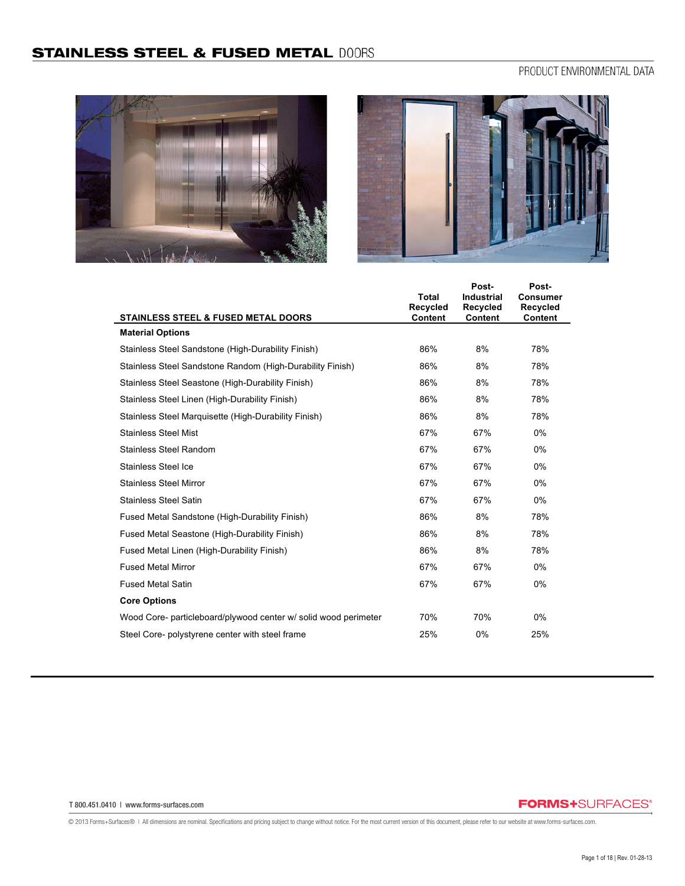# STAINLESS STEEL & FUSED METAL DOORS

## PRODUCT ENVIRONMENTAL DATA

| STAINLESS STEEL & FUSED METAL DOORS | Total Recycled Content | Post-Industrial Recycled Content | Post-Consumer Recycled Content |
|---|---|---|---|
| **Material Options** | | | |
| Stainless Steel Sandstone (High-Durability Finish) | 86% | 8% | 78% |
| Stainless Steel Sandstone Random (High-Durability Finish) | 86% | 8% | 78% |
| Stainless Steel Seastone (High-Durability Finish) | 86% | 8% | 78% |
| Stainless Steel Linen (High-Durability Finish) | 86% | 8% | 78% |
| Stainless Steel Marquisette (High-Durability Finish) | 86% | 8% | 78% |
| Stainless Steel Mist | 67% | 67% | 0% |
| Stainless Steel Random | 67% | 67% | 0% |
| Stainless Steel Ice | 67% | 67% | 0% |
| Stainless Steel Mirror | 67% | 67% | 0% |
| Stainless Steel Satin | 67% | 67% | 0% |
| Fused Metal Sandstone (High-Durability Finish) | 86% | 8% | 78% |
| Fused Metal Seastone (High-Durability Finish) | 86% | 8% | 78% |
| Fused Metal Linen (High-Durability Finish) | 86% | 8% | 78% |
| Fused Metal Mirror | 67% | 67% | 0% |
| Fused Metal Satin | 67% | 67% | 0% |
| **Core Options** | | | |
| Wood Core- particleboard/plywood center w/ solid wood perimeter | 70% | 70% | 0% |
| Steel Core- polystyrene center with steel frame | 25% | 0% | 25% |

T 800.451.0410 | www.forms-surfaces.com

FORMS+SURFACES®

© 2013 Forms+Surfaces® | All dimensions are nominal. Specifications and pricing subject to change without notice. For the most current version of this document, please refer to our website at www.forms-surfaces.com.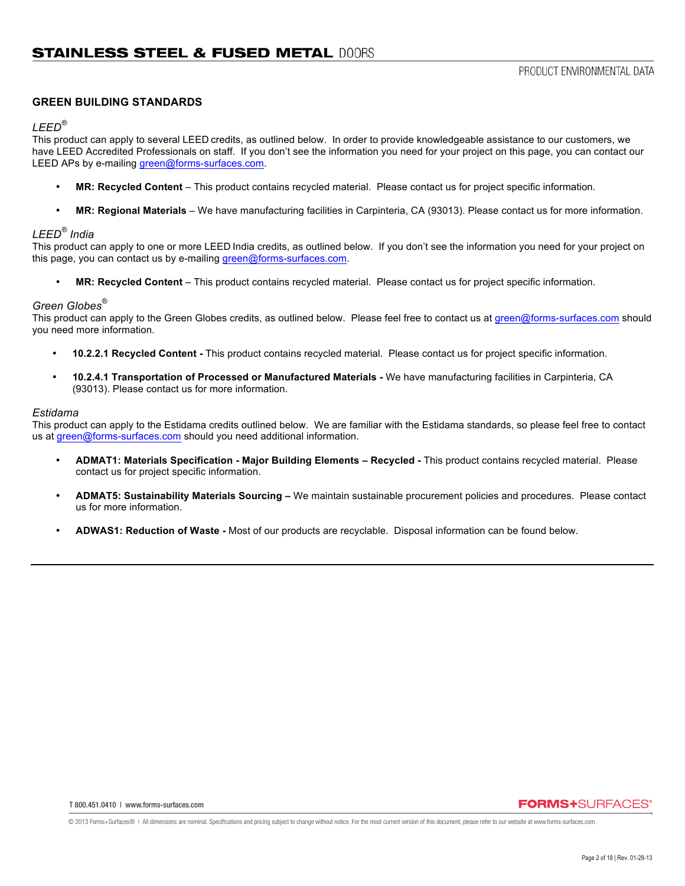## GREEN BUILDING STANDARDS

### *LEED®*

This product can apply to several LEED credits, as outlined below. In order to provide knowledgeable assistance to our customers, we have LEED Accredited Professionals on staff. If you don't see the information you need for your project on this page, you can contact our LEED APs by e-mailing green@forms-surfaces.com.

- **MR: Recycled Content** – This product contains recycled material. Please contact us for project specific information.
- **MR: Regional Materials** – We have manufacturing facilities in Carpinteria, CA (93013). Please contact us for more information.

### *LEED® India*

This product can apply to one or more LEED India credits, as outlined below. If you don't see the information you need for your project on this page, you can contact us by e-mailing green@forms-surfaces.com.

- **MR: Recycled Content** – This product contains recycled material. Please contact us for project specific information.

### *Green Globes®*

This product can apply to the Green Globes credits, as outlined below. Please feel free to contact us at green@forms-surfaces.com should you need more information.

- **10.2.2.1 Recycled Content -** This product contains recycled material. Please contact us for project specific information.
- **10.2.4.1 Transportation of Processed or Manufactured Materials -** We have manufacturing facilities in Carpinteria, CA (93013). Please contact us for more information.

### *Estidama*

This product can apply to the Estidama credits outlined below. We are familiar with the Estidama standards, so please feel free to contact us at green@forms-surfaces.com should you need additional information.

- **ADMAT1: Materials Specification - Major Building Elements – Recycled -** This product contains recycled material. Please contact us for project specific information.
- **ADMAT5: Sustainability Materials Sourcing –** We maintain sustainable procurement policies and procedures. Please contact us for more information.
- **ADWAS1: Reduction of Waste -** Most of our products are recyclable. Disposal information can be found below.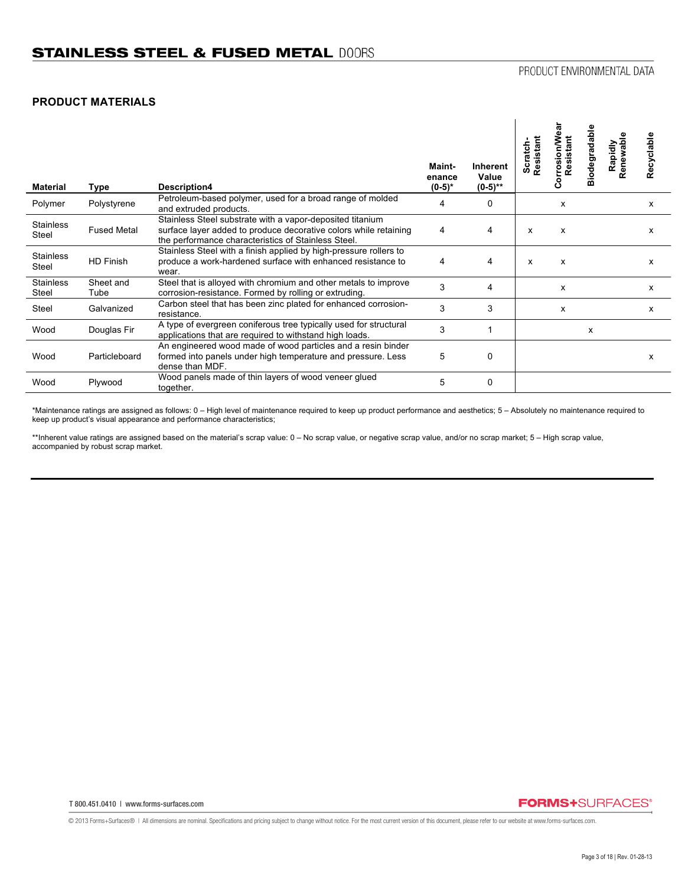# STAINLESS STEEL & FUSED METAL DOORS

PRODUCT ENVIRONMENTAL DATA

## PRODUCT MATERIALS

| Material | Type | Description4 | Maint-enance (0-5)* | Inherent Value (0-5)** | Scratch-Resistant | Corrosion/Wear Resistant | Biodegradable | Rapidly Renewable | Recyclable |
|---|---|---|---|---|---|---|---|---|---|
| Polymer | Polystyrene | Petroleum-based polymer, used for a broad range of molded and extruded products. | 4 | 0 | | x | | | x |
| Stainless Steel | Fused Metal | Stainless Steel substrate with a vapor-deposited titanium surface layer added to produce decorative colors while retaining the performance characteristics of Stainless Steel. | 4 | 4 | x | x | | | x |
| Stainless Steel | HD Finish | Stainless Steel with a finish applied by high-pressure rollers to produce a work-hardened surface with enhanced resistance to wear. | 4 | 4 | x | x | | | x |
| Stainless Steel | Sheet and Tube | Steel that is alloyed with chromium and other metals to improve corrosion-resistance. Formed by rolling or extruding. | 3 | 4 | | x | | | x |
| Steel | Galvanized | Carbon steel that has been zinc plated for enhanced corrosion-resistance. | 3 | 3 | | x | | | x |
| Wood | Douglas Fir | A type of evergreen coniferous tree typically used for structural applications that are required to withstand high loads. | 3 | 1 | | | x | | |
| Wood | Particleboard | An engineered wood made of wood particles and a resin binder formed into panels under high temperature and pressure. Less dense than MDF. | 5 | 0 | | | | | x |
| Wood | Plywood | Wood panels made of thin layers of wood veneer glued together. | 5 | 0 | | | | | |

*Maintenance ratings are assigned as follows: 0 – High level of maintenance required to keep up product performance and aesthetics; 5 – Absolutely no maintenance required to keep up product's visual appearance and performance characteristics;

**Inherent value ratings are assigned based on the material's scrap value: 0 – No scrap value, or negative scrap value, and/or no scrap market; 5 – High scrap value, accompanied by robust scrap market.

T 800.451.0410 | www.forms-surfaces.com

FORMS+SURFACES®

© 2013 Forms+Surfaces® | All dimensions are nominal. Specifications and pricing subject to change without notice. For the most current version of this document, please refer to our website at www.forms-surfaces.com.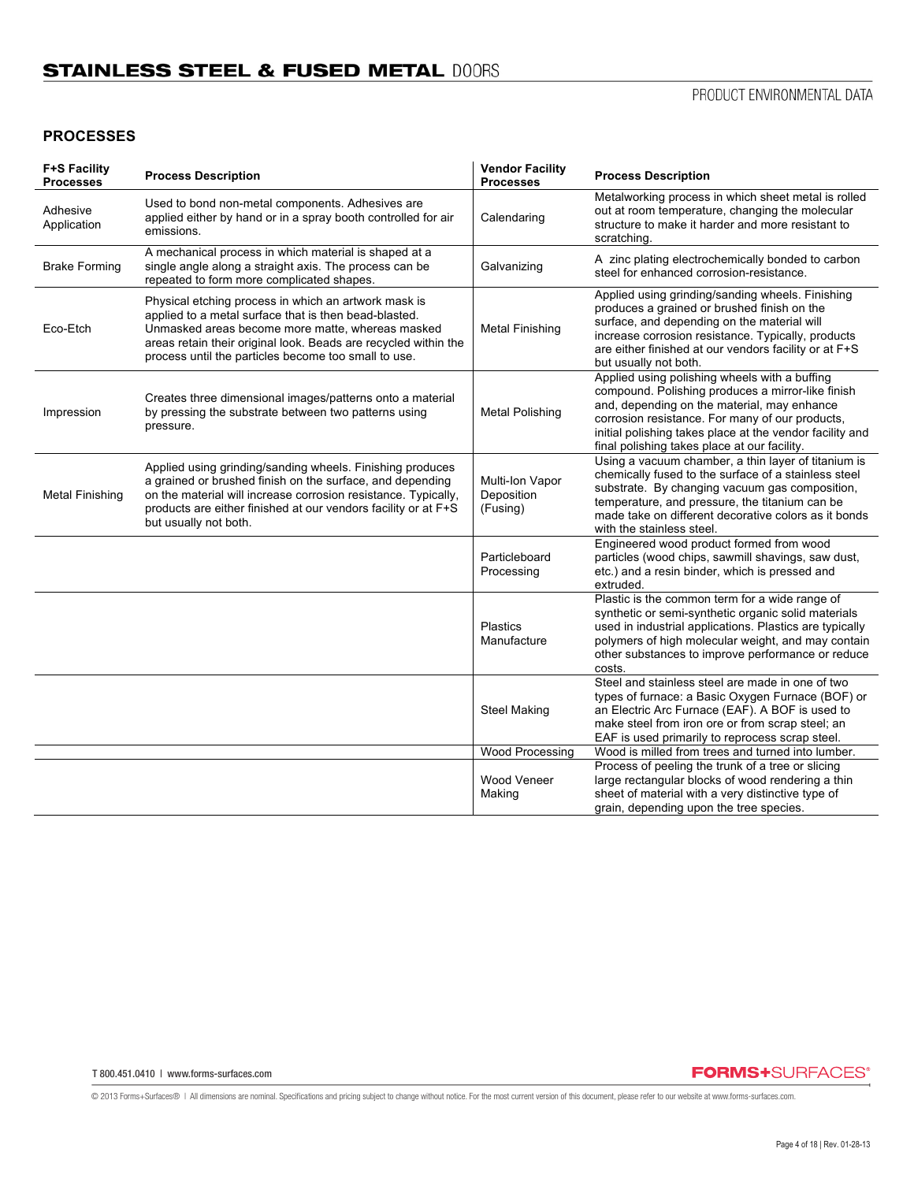# STAINLESS STEEL & FUSED METAL DOORS

PRODUCT ENVIRONMENTAL DATA

## PROCESSES

| F+S Facility Processes | Process Description | Vendor Facility Processes | Process Description |
|---|---|---|---|
| Adhesive Application | Used to bond non-metal components. Adhesives are applied either by hand or in a spray booth controlled for air emissions. | Calendaring | Metalworking process in which sheet metal is rolled out at room temperature, changing the molecular structure to make it harder and more resistant to scratching. |
| Brake Forming | A mechanical process in which material is shaped at a single angle along a straight axis. The process can be repeated to form more complicated shapes. | Galvanizing | A zinc plating electrochemically bonded to carbon steel for enhanced corrosion-resistance. |
| Eco-Etch | Physical etching process in which an artwork mask is applied to a metal surface that is then bead-blasted. Unmasked areas become more matte, whereas masked areas retain their original look. Beads are recycled within the process until the particles become too small to use. | Metal Finishing | Applied using grinding/sanding wheels. Finishing produces a grained or brushed finish on the surface, and depending on the material will increase corrosion resistance. Typically, products are either finished at our vendors facility or at F+S but usually not both. |
| Impression | Creates three dimensional images/patterns onto a material by pressing the substrate between two patterns using pressure. | Metal Polishing | Applied using polishing wheels with a buffing compound. Polishing produces a mirror-like finish and, depending on the material, may enhance corrosion resistance. For many of our products, initial polishing takes place at the vendor facility and final polishing takes place at our facility. |
| Metal Finishing | Applied using grinding/sanding wheels. Finishing produces a grained or brushed finish on the surface, and depending on the material will increase corrosion resistance. Typically, products are either finished at our vendors facility or at F+S but usually not both. | Multi-Ion Vapor Deposition (Fusing) | Using a vacuum chamber, a thin layer of titanium is chemically fused to the surface of a stainless steel substrate. By changing vacuum gas composition, temperature, and pressure, the titanium can be made take on different decorative colors as it bonds with the stainless steel. |
| | | Particleboard Processing | Engineered wood product formed from wood particles (wood chips, sawmill shavings, saw dust, etc.) and a resin binder, which is pressed and extruded. |
| | | Plastics Manufacture | Plastic is the common term for a wide range of synthetic or semi-synthetic organic solid materials used in industrial applications. Plastics are typically polymers of high molecular weight, and may contain other substances to improve performance or reduce costs. |
| | | Steel Making | Steel and stainless steel are made in one of two types of furnace: a Basic Oxygen Furnace (BOF) or an Electric Arc Furnace (EAF). A BOF is used to make steel from iron ore or from scrap steel; an EAF is used primarily to reprocess scrap steel. |
| | | Wood Processing | Wood is milled from trees and turned into lumber. |
| | | Wood Veneer Making | Process of peeling the trunk of a tree or slicing large rectangular blocks of wood rendering a thin sheet of material with a very distinctive type of grain, depending upon the tree species. |

T 800.451.0410 | www.forms-surfaces.com

© 2013 Forms+Surfaces® | All dimensions are nominal. Specifications and pricing subject to change without notice. For the most current version of this document, please refer to our website at www.forms-surfaces.com.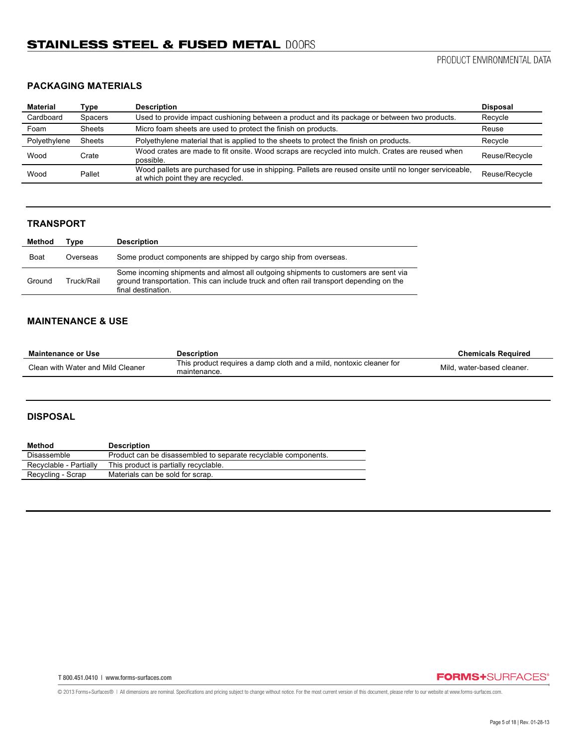# STAINLESS STEEL & FUSED METAL DOORS

PRODUCT ENVIRONMENTAL DATA

## PACKAGING MATERIALS

| Material | Type | Description | Disposal |
|---|---|---|---|
| Cardboard | Spacers | Used to provide impact cushioning between a product and its package or between two products. | Recycle |
| Foam | Sheets | Micro foam sheets are used to protect the finish on products. | Reuse |
| Polyethylene | Sheets | Polyethylene material that is applied to the sheets to protect the finish on products. | Recycle |
| Wood | Crate | Wood crates are made to fit onsite. Wood scraps are recycled into mulch. Crates are reused when possible. | Reuse/Recycle |
| Wood | Pallet | Wood pallets are purchased for use in shipping. Pallets are reused onsite until no longer serviceable, at which point they are recycled. | Reuse/Recycle |

## TRANSPORT

| Method | Type | Description |
|---|---|---|
| Boat | Overseas | Some product components are shipped by cargo ship from overseas. |
| Ground | Truck/Rail | Some incoming shipments and almost all outgoing shipments to customers are sent via ground transportation. This can include truck and often rail transport depending on the final destination. |

## MAINTENANCE & USE

| Maintenance or Use | Description | Chemicals Required |
|---|---|---|
| Clean with Water and Mild Cleaner | This product requires a damp cloth and a mild, nontoxic cleaner for maintenance. | Mild, water-based cleaner. |

## DISPOSAL

| Method | Description |
|---|---|
| Disassemble | Product can be disassembled to separate recyclable components. |
| Recyclable - Partially | This product is partially recyclable. |
| Recycling - Scrap | Materials can be sold for scrap. |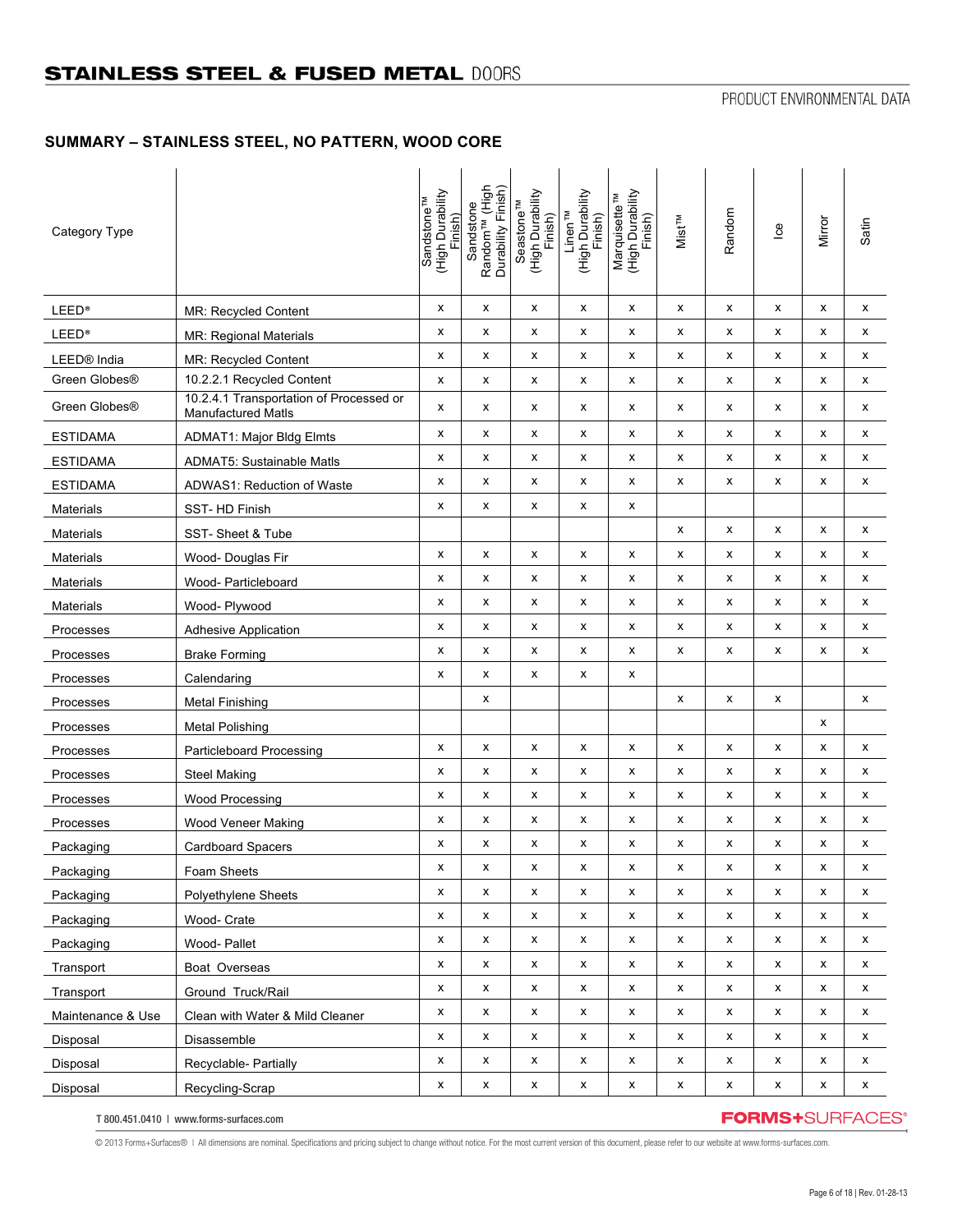# STAINLESS STEEL & FUSED METAL DOORS

PRODUCT ENVIRONMENTAL DATA

## SUMMARY – STAINLESS STEEL, NO PATTERN, WOOD CORE

| Category Type | | Sandstone™ (High Durability Finish) | Sandstone Random™ (High Durability Finish) | Seastone™ (High Durability Finish) | Linen™ (High Durability Finish) | Marquisette™ (High Durability Finish) | Mist™ | Random | Ice | Mirror | Satin |
|---|---|---|---|---|---|---|---|---|---|---|---|
| LEED® | MR: Recycled Content | x | x | x | x | x | x | x | x | x | x |
| LEED® | MR: Regional Materials | x | x | x | x | x | x | x | x | x | x |
| LEED® India | MR: Recycled Content | x | x | x | x | x | x | x | x | x | x |
| Green Globes® | 10.2.2.1 Recycled Content | x | x | x | x | x | x | x | x | x | x |
| Green Globes® | 10.2.4.1 Transportation of Processed or Manufactured Matls | x | x | x | x | x | x | x | x | x | x |
| ESTIDAMA | ADMAT1: Major Bldg Elmts | x | x | x | x | x | x | x | x | x | x |
| ESTIDAMA | ADMAT5: Sustainable Matls | x | x | x | x | x | x | x | x | x | x |
| ESTIDAMA | ADWAS1: Reduction of Waste | x | x | x | x | x | x | x | x | x | x |
| Materials | SST- HD Finish | x | x | x | x | x | | | | | |
| Materials | SST- Sheet & Tube | | | | | | x | x | x | x | x |
| Materials | Wood- Douglas Fir | x | x | x | x | x | x | x | x | x | x |
| Materials | Wood- Particleboard | x | x | x | x | x | x | x | x | x | x |
| Materials | Wood- Plywood | x | x | x | x | x | x | x | x | x | x |
| Processes | Adhesive Application | x | x | x | x | x | x | x | x | x | x |
| Processes | Brake Forming | x | x | x | x | x | x | x | x | x | x |
| Processes | Calendaring | x | x | x | x | x | | | | | |
| Processes | Metal Finishing | | x | | | | x | x | x | | x |
| Processes | Metal Polishing | | | | | | | | | x | |
| Processes | Particleboard Processing | x | x | x | x | x | x | x | x | x | x |
| Processes | Steel Making | x | x | x | x | x | x | x | x | x | x |
| Processes | Wood Processing | x | x | x | x | x | x | x | x | x | x |
| Processes | Wood Veneer Making | x | x | x | x | x | x | x | x | x | x |
| Packaging | Cardboard Spacers | x | x | x | x | x | x | x | x | x | x |
| Packaging | Foam Sheets | x | x | x | x | x | x | x | x | x | x |
| Packaging | Polyethylene Sheets | x | x | x | x | x | x | x | x | x | x |
| Packaging | Wood- Crate | x | x | x | x | x | x | x | x | x | x |
| Packaging | Wood- Pallet | x | x | x | x | x | x | x | x | x | x |
| Transport | Boat Overseas | x | x | x | x | x | x | x | x | x | x |
| Transport | Ground Truck/Rail | x | x | x | x | x | x | x | x | x | x |
| Maintenance & Use | Clean with Water & Mild Cleaner | x | x | x | x | x | x | x | x | x | x |
| Disposal | Disassemble | x | x | x | x | x | x | x | x | x | x |
| Disposal | Recyclable- Partially | x | x | x | x | x | x | x | x | x | x |
| Disposal | Recycling-Scrap | x | x | x | x | x | x | x | x | x | x |

T 800.451.0410 | www.forms-surfaces.com

FORMS+SURFACES®

© 2013 Forms+Surfaces® | All dimensions are nominal. Specifications and pricing subject to change without notice. For the most current version of this document, please refer to our website at www.forms-surfaces.com.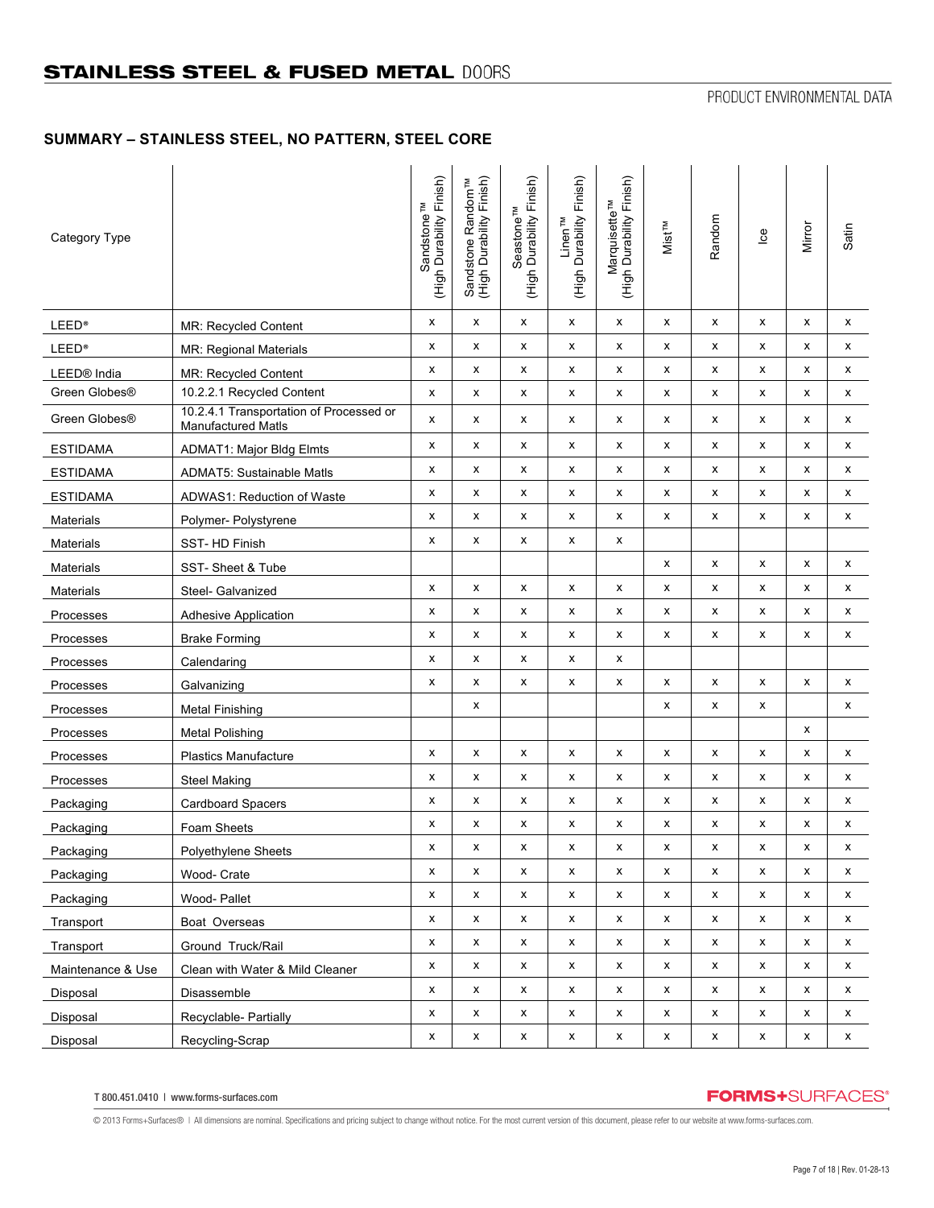## SUMMARY – STAINLESS STEEL, NO PATTERN, STEEL CORE

| Category Type | | Sandstone™ (High Durability Finish) | Sandstone Random™ (High Durability Finish) | Seastone™ (High Durability Finish) | Linen™ (High Durability Finish) | Marquisette™ (High Durability Finish) | Mist™ | Random | Ice | Mirror | Satin |
|---|---|---|---|---|---|---|---|---|---|---|---|
| LEED® | MR: Recycled Content | x | x | x | x | x | x | x | x | x | x |
| LEED® | MR: Regional Materials | x | x | x | x | x | x | x | x | x | x |
| LEED® India | MR: Recycled Content | x | x | x | x | x | x | x | x | x | x |
| Green Globes® | 10.2.2.1 Recycled Content | x | x | x | x | x | x | x | x | x | x |
| Green Globes® | 10.2.4.1 Transportation of Processed or Manufactured Matls | x | x | x | x | x | x | x | x | x | x |
| ESTIDAMA | ADMAT1: Major Bldg Elmts | x | x | x | x | x | x | x | x | x | x |
| ESTIDAMA | ADMAT5: Sustainable Matls | x | x | x | x | x | x | x | x | x | x |
| ESTIDAMA | ADWAS1: Reduction of Waste | x | x | x | x | x | x | x | x | x | x |
| Materials | Polymer- Polystyrene | x | x | x | x | x | x | x | x | x | x |
| Materials | SST- HD Finish | x | x | x | x | x | | | | | |
| Materials | SST- Sheet & Tube | | | | | | x | x | x | x | x |
| Materials | Steel- Galvanized | x | x | x | x | x | x | x | x | x | x |
| Processes | Adhesive Application | x | x | x | x | x | x | x | x | x | x |
| Processes | Brake Forming | x | x | x | x | x | x | x | x | x | x |
| Processes | Calendaring | x | x | x | x | x | | | | | |
| Processes | Galvanizing | x | x | x | x | x | x | x | x | x | x |
| Processes | Metal Finishing | | x | | | | x | x | x | | x |
| Processes | Metal Polishing | | | | | | | | | x | |
| Processes | Plastics Manufacture | x | x | x | x | x | x | x | x | x | x |
| Processes | Steel Making | x | x | x | x | x | x | x | x | x | x |
| Packaging | Cardboard Spacers | x | x | x | x | x | x | x | x | x | x |
| Packaging | Foam Sheets | x | x | x | x | x | x | x | x | x | x |
| Packaging | Polyethylene Sheets | x | x | x | x | x | x | x | x | x | x |
| Packaging | Wood- Crate | x | x | x | x | x | x | x | x | x | x |
| Packaging | Wood- Pallet | x | x | x | x | x | x | x | x | x | x |
| Transport | Boat Overseas | x | x | x | x | x | x | x | x | x | x |
| Transport | Ground Truck/Rail | x | x | x | x | x | x | x | x | x | x |
| Maintenance & Use | Clean with Water & Mild Cleaner | x | x | x | x | x | x | x | x | x | x |
| Disposal | Disassemble | x | x | x | x | x | x | x | x | x | x |
| Disposal | Recyclable- Partially | x | x | x | x | x | x | x | x | x | x |
| Disposal | Recycling-Scrap | x | x | x | x | x | x | x | x | x | x |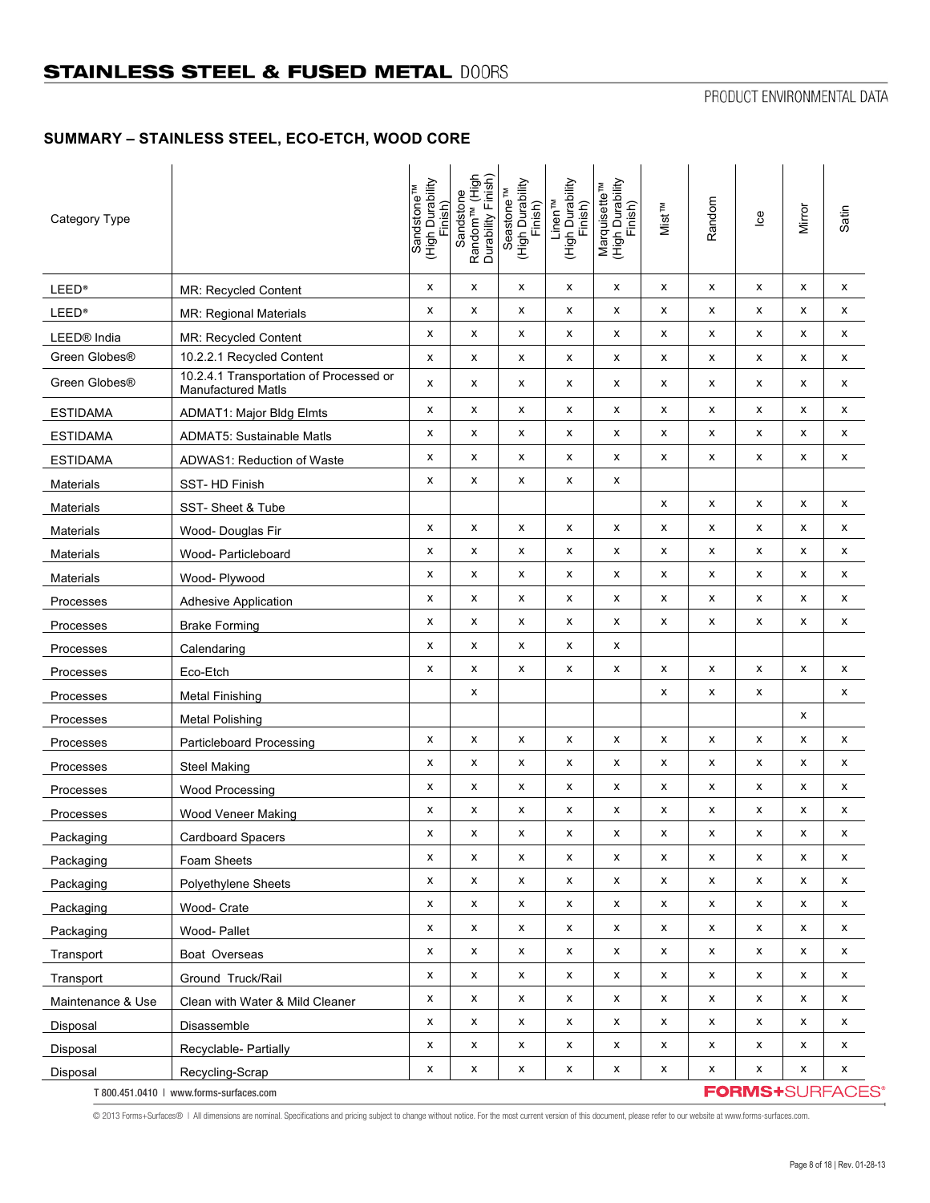# STAINLESS STEEL & FUSED METAL DOORS

PRODUCT ENVIRONMENTAL DATA

## SUMMARY – STAINLESS STEEL, ECO-ETCH, WOOD CORE

| Category Type | | Sandstone™ (High Durability Finish) | Sandstone Random™ (High Durability Finish) | Seastone™ (High Durability Finish) | Linen™ (High Durability Finish) | Marquisette™ (High Durability Finish) | Mist™ | Random | Ice | Mirror | Satin |
|---|---|---|---|---|---|---|---|---|---|---|---|
| LEED® | MR: Recycled Content | x | x | x | x | x | x | x | x | x | x |
| LEED® | MR: Regional Materials | x | x | x | x | x | x | x | x | x | x |
| LEED® India | MR: Recycled Content | x | x | x | x | x | x | x | x | x | x |
| Green Globes® | 10.2.2.1 Recycled Content | x | x | x | x | x | x | x | x | x | x |
| Green Globes® | 10.2.4.1 Transportation of Processed or Manufactured Matls | x | x | x | x | x | x | x | x | x | x |
| ESTIDAMA | ADMAT1: Major Bldg Elmts | x | x | x | x | x | x | x | x | x | x |
| ESTIDAMA | ADMAT5: Sustainable Matls | x | x | x | x | x | x | x | x | x | x |
| ESTIDAMA | ADWAS1: Reduction of Waste | x | x | x | x | x | x | x | x | x | x |
| Materials | SST- HD Finish | x | x | x | x | x | | | | | |
| Materials | SST- Sheet & Tube | | | | | | x | x | x | x | x |
| Materials | Wood- Douglas Fir | x | x | x | x | x | x | x | x | x | x |
| Materials | Wood- Particleboard | x | x | x | x | x | x | x | x | x | x |
| Materials | Wood- Plywood | x | x | x | x | x | x | x | x | x | x |
| Processes | Adhesive Application | x | x | x | x | x | x | x | x | x | x |
| Processes | Brake Forming | x | x | x | x | x | x | x | x | x | x |
| Processes | Calendaring | x | x | x | x | x | | | | | |
| Processes | Eco-Etch | x | x | x | x | x | x | x | x | x | x |
| Processes | Metal Finishing | | x | | | | x | x | x | | x |
| Processes | Metal Polishing | | | | | | | | | x | |
| Processes | Particleboard Processing | x | x | x | x | x | x | x | x | x | x |
| Processes | Steel Making | x | x | x | x | x | x | x | x | x | x |
| Processes | Wood Processing | x | x | x | x | x | x | x | x | x | x |
| Processes | Wood Veneer Making | x | x | x | x | x | x | x | x | x | x |
| Packaging | Cardboard Spacers | x | x | x | x | x | x | x | x | x | x |
| Packaging | Foam Sheets | x | x | x | x | x | x | x | x | x | x |
| Packaging | Polyethylene Sheets | x | x | x | x | x | x | x | x | x | x |
| Packaging | Wood- Crate | x | x | x | x | x | x | x | x | x | x |
| Packaging | Wood- Pallet | x | x | x | x | x | x | x | x | x | x |
| Transport | Boat Overseas | x | x | x | x | x | x | x | x | x | x |
| Transport | Ground Truck/Rail | x | x | x | x | x | x | x | x | x | x |
| Maintenance & Use | Clean with Water & Mild Cleaner | x | x | x | x | x | x | x | x | x | x |
| Disposal | Disassemble | x | x | x | x | x | x | x | x | x | x |
| Disposal | Recyclable- Partially | x | x | x | x | x | x | x | x | x | x |
| Disposal | Recycling-Scrap | x | x | x | x | x | x | x | x | x | x |

T 800.451.0410 | www.forms-surfaces.com

FORMS+SURFACES®

© 2013 Forms+Surfaces® | All dimensions are nominal. Specifications and pricing subject to change without notice. For the most current version of this document, please refer to our website at www.forms-surfaces.com.

Rev. 01-28-13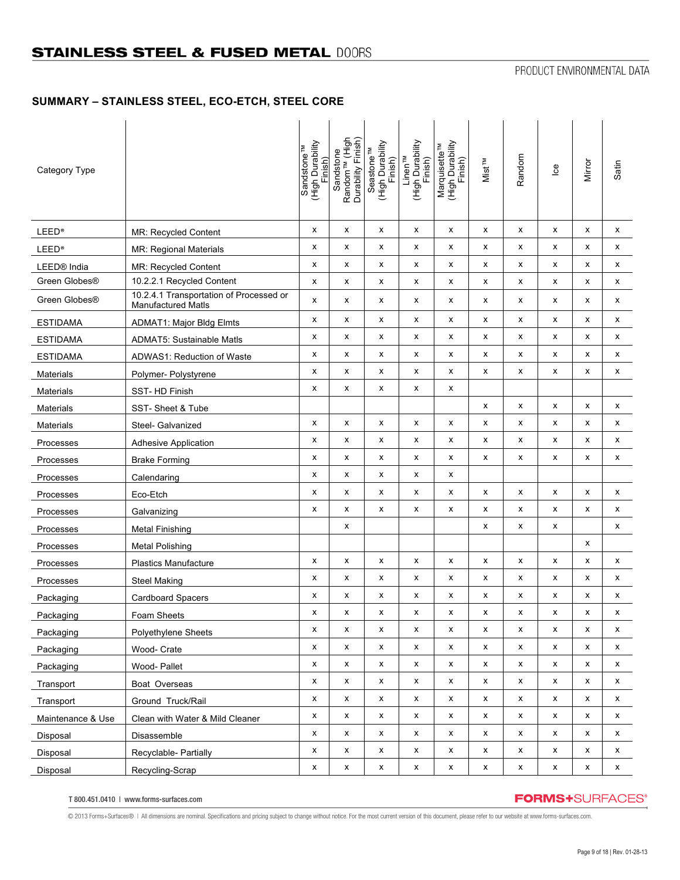# STAINLESS STEEL & FUSED METAL DOORS

PRODUCT ENVIRONMENTAL DATA

## SUMMARY – STAINLESS STEEL, ECO-ETCH, STEEL CORE

| Category Type | | Sandstone™ (High Durability Finish) | Sandstone Random™ (High Durability Finish) | Seastone™ (High Durability Finish) | Linen™ (High Durability Finish) | Marquisette™ (High Durability Finish) | Mist™ | Random | Ice | Mirror | Satin |
|---|---|---|---|---|---|---|---|---|---|---|---|
| LEED® | MR: Recycled Content | x | x | x | x | x | x | x | x | x | x |
| LEED® | MR: Regional Materials | x | x | x | x | x | x | x | x | x | x |
| LEED® India | MR: Recycled Content | x | x | x | x | x | x | x | x | x | x |
| Green Globes® | 10.2.2.1 Recycled Content | x | x | x | x | x | x | x | x | x | x |
| Green Globes® | 10.2.4.1 Transportation of Processed or Manufactured Matls | x | x | x | x | x | x | x | x | x | x |
| ESTIDAMA | ADMAT1: Major Bldg Elmts | x | x | x | x | x | x | x | x | x | x |
| ESTIDAMA | ADMAT5: Sustainable Matls | x | x | x | x | x | x | x | x | x | x |
| ESTIDAMA | ADWAS1: Reduction of Waste | x | x | x | x | x | x | x | x | x | x |
| Materials | Polymer- Polystyrene | x | x | x | x | x | x | x | x | x | x |
| Materials | SST- HD Finish | x | x | x | x | x | | | | | |
| Materials | SST- Sheet & Tube | | | | | | x | x | x | x | x |
| Materials | Steel- Galvanized | x | x | x | x | x | x | x | x | x | x |
| Processes | Adhesive Application | x | x | x | x | x | x | x | x | x | x |
| Processes | Brake Forming | x | x | x | x | x | x | x | x | x | x |
| Processes | Calendaring | x | x | x | x | x | | | | | |
| Processes | Eco-Etch | x | x | x | x | x | x | x | x | x | x |
| Processes | Galvanizing | x | x | x | x | x | x | x | x | x | x |
| Processes | Metal Finishing | | x | | | | x | x | x | | x |
| Processes | Metal Polishing | | | | | | | | | x | |
| Processes | Plastics Manufacture | x | x | x | x | x | x | x | x | x | x |
| Processes | Steel Making | x | x | x | x | x | x | x | x | x | x |
| Packaging | Cardboard Spacers | x | x | x | x | x | x | x | x | x | x |
| Packaging | Foam Sheets | x | x | x | x | x | x | x | x | x | x |
| Packaging | Polyethylene Sheets | x | x | x | x | x | x | x | x | x | x |
| Packaging | Wood- Crate | x | x | x | x | x | x | x | x | x | x |
| Packaging | Wood- Pallet | x | x | x | x | x | x | x | x | x | x |
| Transport | Boat Overseas | x | x | x | x | x | x | x | x | x | x |
| Transport | Ground Truck/Rail | x | x | x | x | x | x | x | x | x | x |
| Maintenance & Use | Clean with Water & Mild Cleaner | x | x | x | x | x | x | x | x | x | x |
| Disposal | Disassemble | x | x | x | x | x | x | x | x | x | x |
| Disposal | Recyclable- Partially | x | x | x | x | x | x | x | x | x | x |
| Disposal | Recycling-Scrap | x | x | x | x | x | x | x | x | x | x |

T 800.451.0410 | www.forms-surfaces.com

FORMS+SURFACES®

© 2013 Forms+Surfaces® | All dimensions are nominal. Specifications and pricing subject to change without notice. For the most current version of this document, please refer to our website at www.forms-surfaces.com.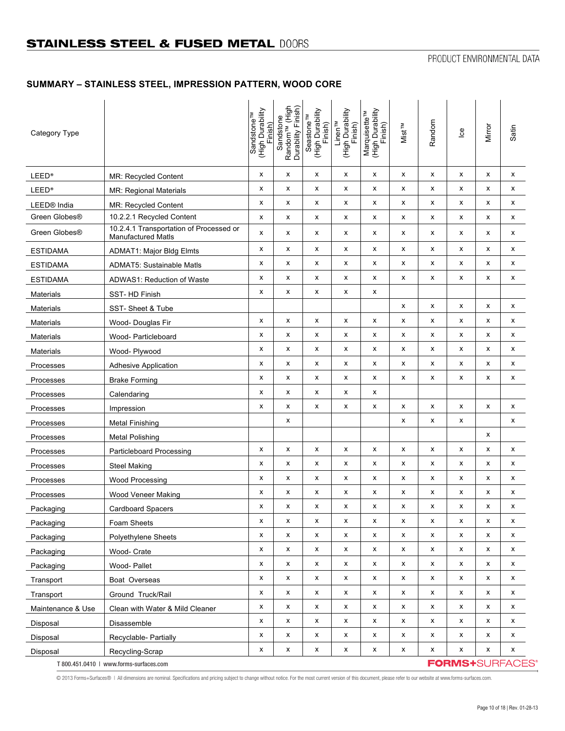# STAINLESS STEEL & FUSED METAL DOORS

PRODUCT ENVIRONMENTAL DATA

## SUMMARY – STAINLESS STEEL, IMPRESSION PATTERN, WOOD CORE

| Category Type | | Sandstone™ (High Durability Finish) | Sandstone Random™ (High Durability Finish) | Seastone™ (High Durability Finish) | Linen™ (High Durability Finish) | Marquisette™ (High Durability Finish) | Mist™ | Random | Ice | Mirror | Satin |
|---|---|---|---|---|---|---|---|---|---|---|---|
| LEED® | MR: Recycled Content | x | x | x | x | x | x | x | x | x | x |
| LEED® | MR: Regional Materials | x | x | x | x | x | x | x | x | x | x |
| LEED® India | MR: Recycled Content | x | x | x | x | x | x | x | x | x | x |
| Green Globes® | 10.2.2.1 Recycled Content | x | x | x | x | x | x | x | x | x | x |
| Green Globes® | 10.2.4.1 Transportation of Processed or Manufactured Matls | x | x | x | x | x | x | x | x | x | x |
| ESTIDAMA | ADMAT1: Major Bldg Elmts | x | x | x | x | x | x | x | x | x | x |
| ESTIDAMA | ADMAT5: Sustainable Matls | x | x | x | x | x | x | x | x | x | x |
| ESTIDAMA | ADWAS1: Reduction of Waste | x | x | x | x | x | x | x | x | x | x |
| Materials | SST- HD Finish | x | x | x | x | x | | | | | |
| Materials | SST- Sheet & Tube | | | | | | x | x | x | x | x |
| Materials | Wood- Douglas Fir | x | x | x | x | x | x | x | x | x | x |
| Materials | Wood- Particleboard | x | x | x | x | x | x | x | x | x | x |
| Materials | Wood- Plywood | x | x | x | x | x | x | x | x | x | x |
| Processes | Adhesive Application | x | x | x | x | x | x | x | x | x | x |
| Processes | Brake Forming | x | x | x | x | x | x | x | x | x | x |
| Processes | Calendaring | x | x | x | x | x | | | | | |
| Processes | Impression | x | x | x | x | x | x | x | x | x | x |
| Processes | Metal Finishing | | x | | | | x | x | x | | x |
| Processes | Metal Polishing | | | | | | | | | x | |
| Processes | Particleboard Processing | x | x | x | x | x | x | x | x | x | x |
| Processes | Steel Making | x | x | x | x | x | x | x | x | x | x |
| Processes | Wood Processing | x | x | x | x | x | x | x | x | x | x |
| Processes | Wood Veneer Making | x | x | x | x | x | x | x | x | x | x |
| Packaging | Cardboard Spacers | x | x | x | x | x | x | x | x | x | x |
| Packaging | Foam Sheets | x | x | x | x | x | x | x | x | x | x |
| Packaging | Polyethylene Sheets | x | x | x | x | x | x | x | x | x | x |
| Packaging | Wood- Crate | x | x | x | x | x | x | x | x | x | x |
| Packaging | Wood- Pallet | x | x | x | x | x | x | x | x | x | x |
| Transport | Boat Overseas | x | x | x | x | x | x | x | x | x | x |
| Transport | Ground Truck/Rail | x | x | x | x | x | x | x | x | x | x |
| Maintenance & Use | Clean with Water & Mild Cleaner | x | x | x | x | x | x | x | x | x | x |
| Disposal | Disassemble | x | x | x | x | x | x | x | x | x | x |
| Disposal | Recyclable- Partially | x | x | x | x | x | x | x | x | x | x |
| Disposal | Recycling-Scrap | x | x | x | x | x | x | x | x | x | x |

T 800.451.0410 | www.forms-surfaces.com

FORMS+SURFACES®

© 2013 Forms+Surfaces® | All dimensions are nominal. Specifications and pricing subject to change without notice. For the most current version of this document, please refer to our website at www.forms-surfaces.com.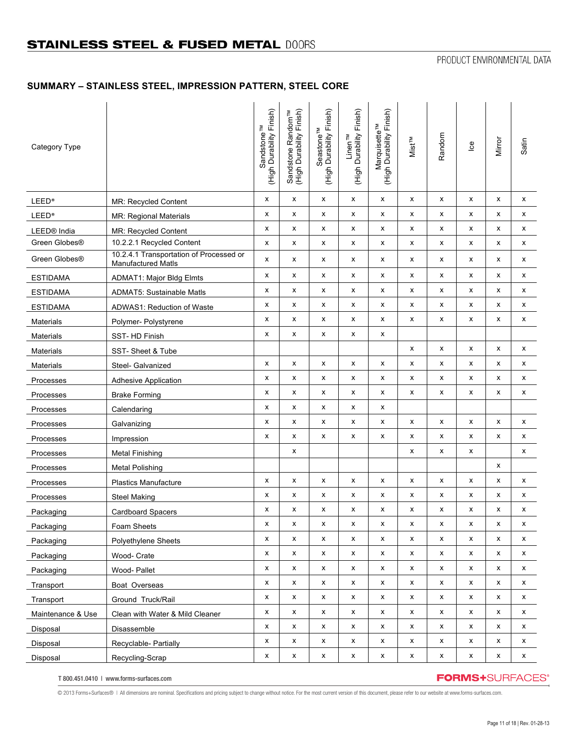## STAINLESS STEEL & FUSED METAL DOORS

PRODUCT ENVIRONMENTAL DATA

### SUMMARY – STAINLESS STEEL, IMPRESSION PATTERN, STEEL CORE

| Category Type | | Sandstone™ (High Durability Finish) | Sandstone Random™ (High Durability Finish) | Seastone™ (High Durability Finish) | Linen™ (High Durability Finish) | Marquisette™ (High Durability Finish) | Mist™ | Random | Ice | Mirror | Satin |
|---|---|---|---|---|---|---|---|---|---|---|---|
| LEED® | MR: Recycled Content | x | x | x | x | x | x | x | x | x | x |
| LEED® | MR: Regional Materials | x | x | x | x | x | x | x | x | x | x |
| LEED® India | MR: Recycled Content | x | x | x | x | x | x | x | x | x | x |
| Green Globes® | 10.2.2.1 Recycled Content | x | x | x | x | x | x | x | x | x | x |
| Green Globes® | 10.2.4.1 Transportation of Processed or Manufactured Matls | x | x | x | x | x | x | x | x | x | x |
| ESTIDAMA | ADMAT1: Major Bldg Elmts | x | x | x | x | x | x | x | x | x | x |
| ESTIDAMA | ADMAT5: Sustainable Matls | x | x | x | x | x | x | x | x | x | x |
| ESTIDAMA | ADWAS1: Reduction of Waste | x | x | x | x | x | x | x | x | x | x |
| Materials | Polymer- Polystyrene | x | x | x | x | x | x | x | x | x | x |
| Materials | SST- HD Finish | x | x | x | x | x | | | | | |
| Materials | SST- Sheet & Tube | | | | | | x | x | x | x | x |
| Materials | Steel- Galvanized | x | x | x | x | x | x | x | x | x | x |
| Processes | Adhesive Application | x | x | x | x | x | x | x | x | x | x |
| Processes | Brake Forming | x | x | x | x | x | x | x | x | x | x |
| Processes | Calendaring | x | x | x | x | x | | | | | |
| Processes | Galvanizing | x | x | x | x | x | x | x | x | x | x |
| Processes | Impression | x | x | x | x | x | x | x | x | x | x |
| Processes | Metal Finishing | | x | | | | x | x | x | | x |
| Processes | Metal Polishing | | | | | | | | | x | |
| Processes | Plastics Manufacture | x | x | x | x | x | x | x | x | x | x |
| Processes | Steel Making | x | x | x | x | x | x | x | x | x | x |
| Packaging | Cardboard Spacers | x | x | x | x | x | x | x | x | x | x |
| Packaging | Foam Sheets | x | x | x | x | x | x | x | x | x | x |
| Packaging | Polyethylene Sheets | x | x | x | x | x | x | x | x | x | x |
| Packaging | Wood- Crate | x | x | x | x | x | x | x | x | x | x |
| Packaging | Wood- Pallet | x | x | x | x | x | x | x | x | x | x |
| Transport | Boat Overseas | x | x | x | x | x | x | x | x | x | x |
| Transport | Ground Truck/Rail | x | x | x | x | x | x | x | x | x | x |
| Maintenance & Use | Clean with Water & Mild Cleaner | x | x | x | x | x | x | x | x | x | x |
| Disposal | Disassemble | x | x | x | x | x | x | x | x | x | x |
| Disposal | Recyclable- Partially | x | x | x | x | x | x | x | x | x | x |
| Disposal | Recycling-Scrap | x | x | x | x | x | x | x | x | x | x |

T 800.451.0410 | www.forms-surfaces.com

FORMS+SURFACES®

© 2013 Forms+Surfaces® | All dimensions are nominal. Specifications and pricing subject to change without notice. For the most current version of this document, please refer to our website at www.forms-surfaces.com.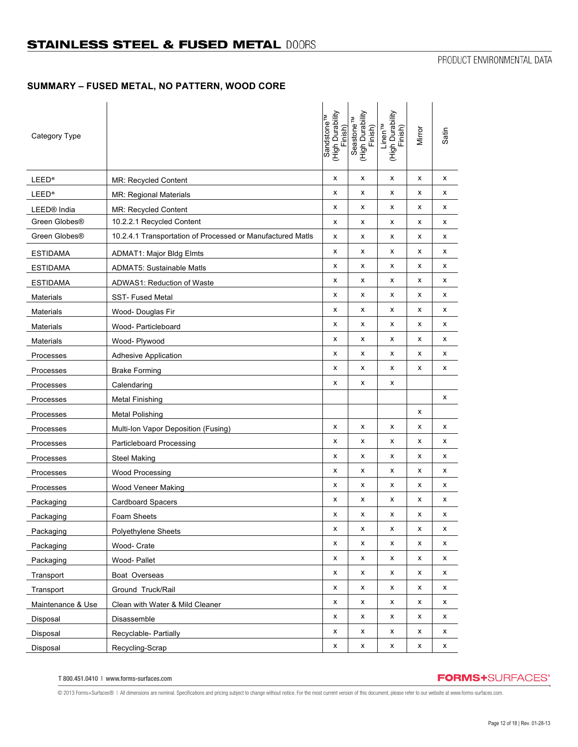# STAINLESS STEEL & FUSED METAL DOORS

PRODUCT ENVIRONMENTAL DATA

## SUMMARY – FUSED METAL, NO PATTERN, WOOD CORE

| Category Type | | Sandstone™ (High Durability Finish) | Seastone™ (High Durability Finish) | Linen™ (High Durability Finish) | Mirror | Satin |
|---|---|---|---|---|---|---|
| LEED® | MR: Recycled Content | x | x | x | x | x |
| LEED® | MR: Regional Materials | x | x | x | x | x |
| LEED® India | MR: Recycled Content | x | x | x | x | x |
| Green Globes® | 10.2.2.1 Recycled Content | x | x | x | x | x |
| Green Globes® | 10.2.4.1 Transportation of Processed or Manufactured Matls | x | x | x | x | x |
| ESTIDAMA | ADMAT1: Major Bldg Elmts | x | x | x | x | x |
| ESTIDAMA | ADMAT5: Sustainable Matls | x | x | x | x | x |
| ESTIDAMA | ADWAS1: Reduction of Waste | x | x | x | x | x |
| Materials | SST- Fused Metal | x | x | x | x | x |
| Materials | Wood- Douglas Fir | x | x | x | x | x |
| Materials | Wood- Particleboard | x | x | x | x | x |
| Materials | Wood- Plywood | x | x | x | x | x |
| Processes | Adhesive Application | x | x | x | x | x |
| Processes | Brake Forming | x | x | x | x | x |
| Processes | Calendaring | x | x | x | | |
| Processes | Metal Finishing | | | | | x |
| Processes | Metal Polishing | | | | x | |
| Processes | Multi-Ion Vapor Deposition (Fusing) | x | x | x | x | x |
| Processes | Particleboard Processing | x | x | x | x | x |
| Processes | Steel Making | x | x | x | x | x |
| Processes | Wood Processing | x | x | x | x | x |
| Processes | Wood Veneer Making | x | x | x | x | x |
| Packaging | Cardboard Spacers | x | x | x | x | x |
| Packaging | Foam Sheets | x | x | x | x | x |
| Packaging | Polyethylene Sheets | x | x | x | x | x |
| Packaging | Wood- Crate | x | x | x | x | x |
| Packaging | Wood- Pallet | x | x | x | x | x |
| Transport | Boat Overseas | x | x | x | x | x |
| Transport | Ground Truck/Rail | x | x | x | x | x |
| Maintenance & Use | Clean with Water & Mild Cleaner | x | x | x | x | x |
| Disposal | Disassemble | x | x | x | x | x |
| Disposal | Recyclable- Partially | x | x | x | x | x |
| Disposal | Recycling-Scrap | x | x | x | x | x |

T 800.451.0410 | www.forms-surfaces.com

FORMS+SURFACES®

© 2013 Forms+Surfaces® | All dimensions are nominal. Specifications and pricing subject to change without notice. For the most current version of this document, please refer to our website at www.forms-surfaces.com.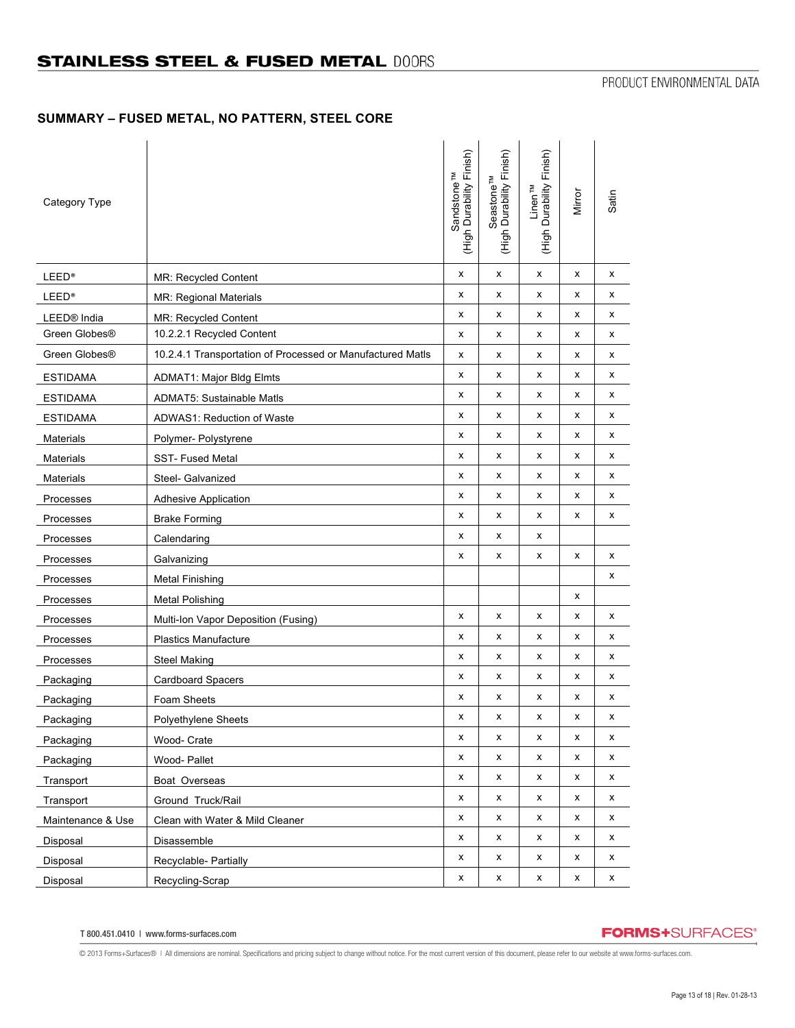## STAINLESS STEEL & FUSED METAL DOORS

PRODUCT ENVIRONMENTAL DATA

### SUMMARY – FUSED METAL, NO PATTERN, STEEL CORE

| Category Type | | Sandstone™ (High Durability Finish) | Seastone™ (High Durability Finish) | Linen™ (High Durability Finish) | Mirror | Satin |
|---|---|---|---|---|---|---|
| LEED® | MR: Recycled Content | x | x | x | x | x |
| LEED® | MR: Regional Materials | x | x | x | x | x |
| LEED® India | MR: Recycled Content | x | x | x | x | x |
| Green Globes® | 10.2.2.1 Recycled Content | x | x | x | x | x |
| Green Globes® | 10.2.4.1 Transportation of Processed or Manufactured Matls | x | x | x | x | x |
| ESTIDAMA | ADMAT1: Major Bldg Elmts | x | x | x | x | x |
| ESTIDAMA | ADMAT5: Sustainable Matls | x | x | x | x | x |
| ESTIDAMA | ADWAS1: Reduction of Waste | x | x | x | x | x |
| Materials | Polymer- Polystyrene | x | x | x | x | x |
| Materials | SST- Fused Metal | x | x | x | x | x |
| Materials | Steel- Galvanized | x | x | x | x | x |
| Processes | Adhesive Application | x | x | x | x | x |
| Processes | Brake Forming | x | x | x | x | x |
| Processes | Calendaring | x | x | x | | |
| Processes | Galvanizing | x | x | x | x | x |
| Processes | Metal Finishing | | | | | x |
| Processes | Metal Polishing | | | | x | |
| Processes | Multi-Ion Vapor Deposition (Fusing) | x | x | x | x | x |
| Processes | Plastics Manufacture | x | x | x | x | x |
| Processes | Steel Making | x | x | x | x | x |
| Packaging | Cardboard Spacers | x | x | x | x | x |
| Packaging | Foam Sheets | x | x | x | x | x |
| Packaging | Polyethylene Sheets | x | x | x | x | x |
| Packaging | Wood- Crate | x | x | x | x | x |
| Packaging | Wood- Pallet | x | x | x | x | x |
| Transport | Boat Overseas | x | x | x | x | x |
| Transport | Ground Truck/Rail | x | x | x | x | x |
| Maintenance & Use | Clean with Water & Mild Cleaner | x | x | x | x | x |
| Disposal | Disassemble | x | x | x | x | x |
| Disposal | Recyclable- Partially | x | x | x | x | x |
| Disposal | Recycling-Scrap | x | x | x | x | x |

T 800.451.0410 | www.forms-surfaces.com

FORMS+SURFACES®

© 2013 Forms+Surfaces® | All dimensions are nominal. Specifications and pricing subject to change without notice. For the most current version of this document, please refer to our website at www.forms-surfaces.com.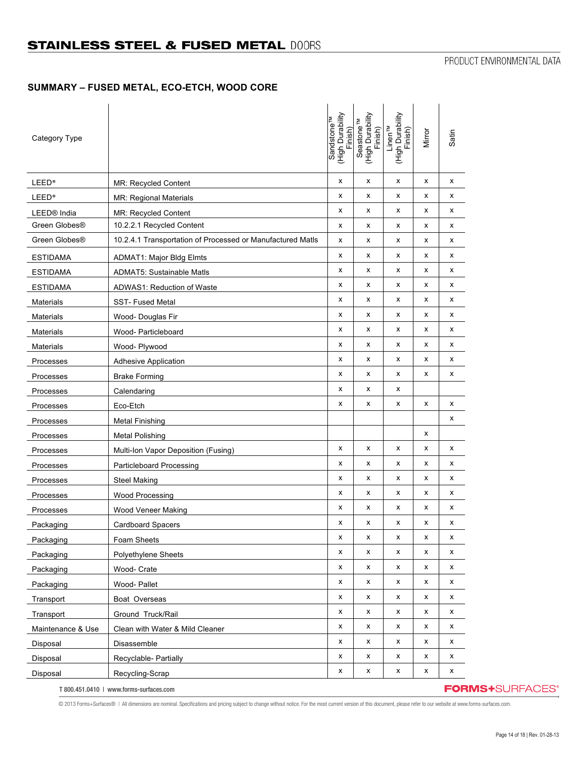# STAINLESS STEEL & FUSED METAL DOORS

PRODUCT ENVIRONMENTAL DATA

## SUMMARY – FUSED METAL, ECO-ETCH, WOOD CORE

| Category Type | | Sandstone™ (High Durability Finish) | Seastone™ (High Durability Finish) | Linen™ (High Durability Finish) | Mirror | Satin |
|---|---|---|---|---|---|---|
| LEED® | MR: Recycled Content | x | x | x | x | x |
| LEED® | MR: Regional Materials | x | x | x | x | x |
| LEED® India | MR: Recycled Content | x | x | x | x | x |
| Green Globes® | 10.2.2.1 Recycled Content | x | x | x | x | x |
| Green Globes® | 10.2.4.1 Transportation of Processed or Manufactured Matls | x | x | x | x | x |
| ESTIDAMA | ADMAT1: Major Bldg Elmts | x | x | x | x | x |
| ESTIDAMA | ADMAT5: Sustainable Matls | x | x | x | x | x |
| ESTIDAMA | ADWAS1: Reduction of Waste | x | x | x | x | x |
| Materials | SST- Fused Metal | x | x | x | x | x |
| Materials | Wood- Douglas Fir | x | x | x | x | x |
| Materials | Wood- Particleboard | x | x | x | x | x |
| Materials | Wood- Plywood | x | x | x | x | x |
| Processes | Adhesive Application | x | x | x | x | x |
| Processes | Brake Forming | x | x | x | x | x |
| Processes | Calendaring | x | x | x | | |
| Processes | Eco-Etch | x | x | x | x | x |
| Processes | Metal Finishing | | | | | x |
| Processes | Metal Polishing | | | | x | |
| Processes | Multi-Ion Vapor Deposition (Fusing) | x | x | x | x | x |
| Processes | Particleboard Processing | x | x | x | x | x |
| Processes | Steel Making | x | x | x | x | x |
| Processes | Wood Processing | x | x | x | x | x |
| Processes | Wood Veneer Making | x | x | x | x | x |
| Packaging | Cardboard Spacers | x | x | x | x | x |
| Packaging | Foam Sheets | x | x | x | x | x |
| Packaging | Polyethylene Sheets | x | x | x | x | x |
| Packaging | Wood- Crate | x | x | x | x | x |
| Packaging | Wood- Pallet | x | x | x | x | x |
| Transport | Boat Overseas | x | x | x | x | x |
| Transport | Ground Truck/Rail | x | x | x | x | x |
| Maintenance & Use | Clean with Water & Mild Cleaner | x | x | x | x | x |
| Disposal | Disassemble | x | x | x | x | x |
| Disposal | Recyclable- Partially | x | x | x | x | x |
| Disposal | Recycling-Scrap | x | x | x | x | x |

T 800.451.0410 | www.forms-surfaces.com

© 2013 Forms+Surfaces® | All dimensions are nominal. Specifications and pricing subject to change without notice. For the most current version of this document, please refer to our website at www.forms-surfaces.com.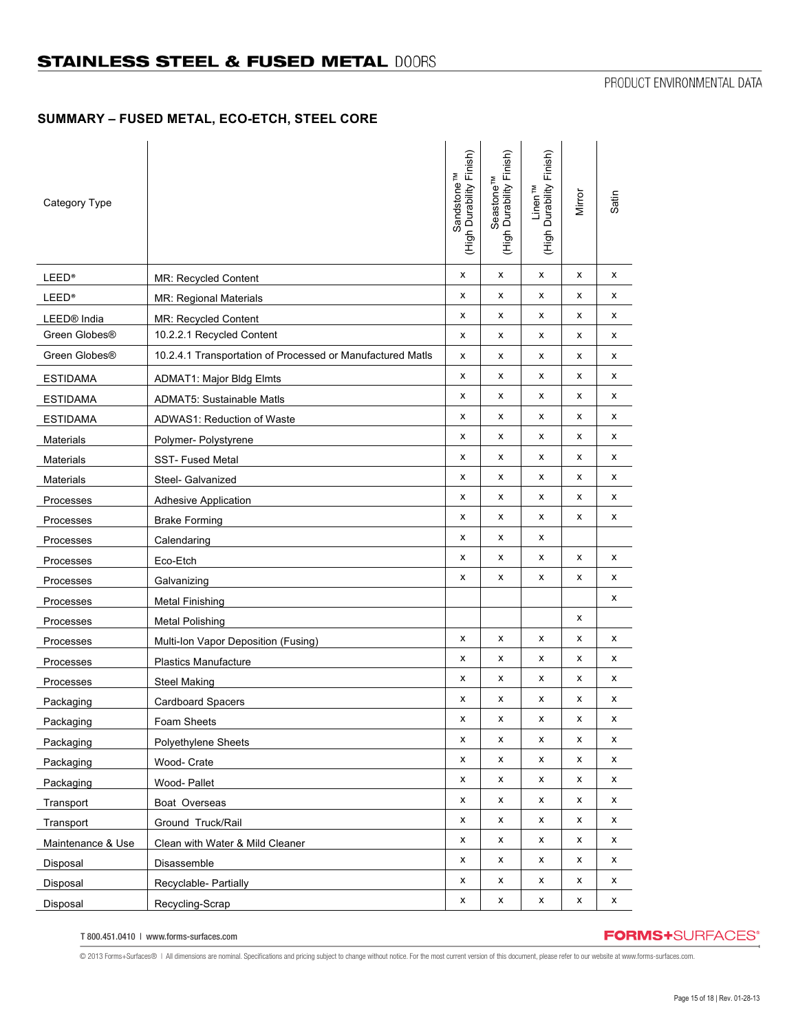# STAINLESS STEEL & FUSED METAL DOORS

PRODUCT ENVIRONMENTAL DATA

## SUMMARY – FUSED METAL, ECO-ETCH, STEEL CORE

| Category Type | | Sandstone™ (High Durability Finish) | Seastone™ (High Durability Finish) | Linen™ (High Durability Finish) | Mirror | Satin |
|---|---|---|---|---|---|---|
| LEED® | MR: Recycled Content | x | x | x | x | x |
| LEED® | MR: Regional Materials | x | x | x | x | x |
| LEED® India | MR: Recycled Content | x | x | x | x | x |
| Green Globes® | 10.2.2.1 Recycled Content | x | x | x | x | x |
| Green Globes® | 10.2.4.1 Transportation of Processed or Manufactured Matls | x | x | x | x | x |
| ESTIDAMA | ADMAT1: Major Bldg Elmts | x | x | x | x | x |
| ESTIDAMA | ADMAT5: Sustainable Matls | x | x | x | x | x |
| ESTIDAMA | ADWAS1: Reduction of Waste | x | x | x | x | x |
| Materials | Polymer- Polystyrene | x | x | x | x | x |
| Materials | SST- Fused Metal | x | x | x | x | x |
| Materials | Steel- Galvanized | x | x | x | x | x |
| Processes | Adhesive Application | x | x | x | x | x |
| Processes | Brake Forming | x | x | x | x | x |
| Processes | Calendaring | x | x | x | | |
| Processes | Eco-Etch | x | x | x | x | x |
| Processes | Galvanizing | x | x | x | x | x |
| Processes | Metal Finishing | | | | | x |
| Processes | Metal Polishing | | | | x | |
| Processes | Multi-Ion Vapor Deposition (Fusing) | x | x | x | x | x |
| Processes | Plastics Manufacture | x | x | x | x | x |
| Processes | Steel Making | x | x | x | x | x |
| Packaging | Cardboard Spacers | x | x | x | x | x |
| Packaging | Foam Sheets | x | x | x | x | x |
| Packaging | Polyethylene Sheets | x | x | x | x | x |
| Packaging | Wood- Crate | x | x | x | x | x |
| Packaging | Wood- Pallet | x | x | x | x | x |
| Transport | Boat Overseas | x | x | x | x | x |
| Transport | Ground Truck/Rail | x | x | x | x | x |
| Maintenance & Use | Clean with Water & Mild Cleaner | x | x | x | x | x |
| Disposal | Disassemble | x | x | x | x | x |
| Disposal | Recyclable- Partially | x | x | x | x | x |
| Disposal | Recycling-Scrap | x | x | x | x | x |

T 800.451.0410 | www.forms-surfaces.com

FORMS+SURFACES®

© 2013 Forms+Surfaces® | All dimensions are nominal. Specifications and pricing subject to change without notice. For the most current version of this document, please refer to our website at www.forms-surfaces.com.

Rev. 01-28-13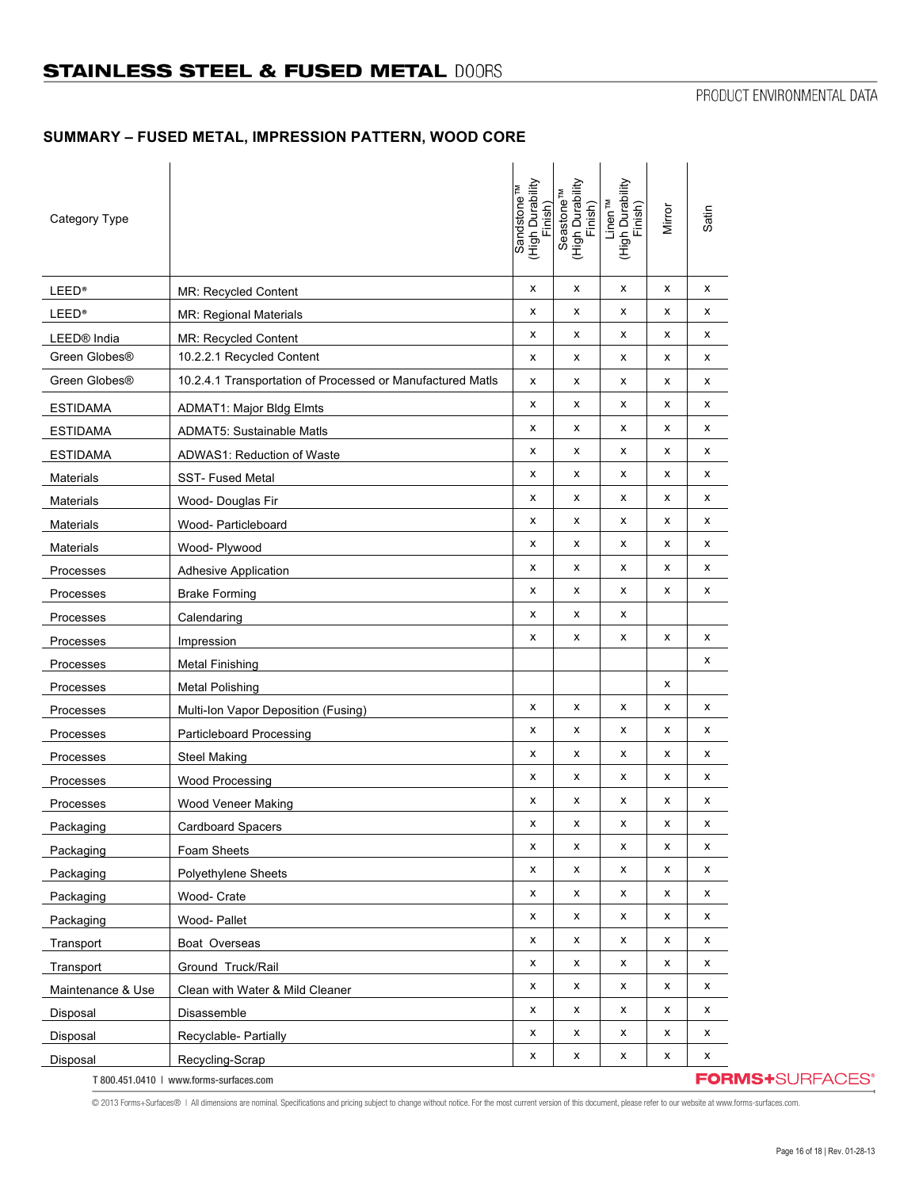# STAINLESS STEEL & FUSED METAL DOORS

PRODUCT ENVIRONMENTAL DATA

## SUMMARY – FUSED METAL, IMPRESSION PATTERN, WOOD CORE

| Category Type | | Sandstone™ (High Durability Finish) | Seastone™ (High Durability Finish) | Linen™ (High Durability Finish) | Mirror | Satin |
|---|---|---|---|---|---|---|
| LEED® | MR: Recycled Content | x | x | x | x | x |
| LEED® | MR: Regional Materials | x | x | x | x | x |
| LEED® India | MR: Recycled Content | x | x | x | x | x |
| Green Globes® | 10.2.2.1 Recycled Content | x | x | x | x | x |
| Green Globes® | 10.2.4.1 Transportation of Processed or Manufactured Matls | x | x | x | x | x |
| ESTIDAMA | ADMAT1: Major Bldg Elmts | x | x | x | x | x |
| ESTIDAMA | ADMAT5: Sustainable Matls | x | x | x | x | x |
| ESTIDAMA | ADWAS1: Reduction of Waste | x | x | x | x | x |
| Materials | SST- Fused Metal | x | x | x | x | x |
| Materials | Wood- Douglas Fir | x | x | x | x | x |
| Materials | Wood- Particleboard | x | x | x | x | x |
| Materials | Wood- Plywood | x | x | x | x | x |
| Processes | Adhesive Application | x | x | x | x | x |
| Processes | Brake Forming | x | x | x | x | x |
| Processes | Calendaring | x | x | x | | |
| Processes | Impression | x | x | x | x | x |
| Processes | Metal Finishing | | | | | x |
| Processes | Metal Polishing | | | | x | |
| Processes | Multi-Ion Vapor Deposition (Fusing) | x | x | x | x | x |
| Processes | Particleboard Processing | x | x | x | x | x |
| Processes | Steel Making | x | x | x | x | x |
| Processes | Wood Processing | x | x | x | x | x |
| Processes | Wood Veneer Making | x | x | x | x | x |
| Packaging | Cardboard Spacers | x | x | x | x | x |
| Packaging | Foam Sheets | x | x | x | x | x |
| Packaging | Polyethylene Sheets | x | x | x | x | x |
| Packaging | Wood- Crate | x | x | x | x | x |
| Packaging | Wood- Pallet | x | x | x | x | x |
| Transport | Boat Overseas | x | x | x | x | x |
| Transport | Ground Truck/Rail | x | x | x | x | x |
| Maintenance & Use | Clean with Water & Mild Cleaner | x | x | x | x | x |
| Disposal | Disassemble | x | x | x | x | x |
| Disposal | Recyclable- Partially | x | x | x | x | x |
| Disposal | Recycling-Scrap | x | x | x | x | x |

T 800.451.0410 | www.forms-surfaces.com

FORMS+SURFACES®

© 2013 Forms+Surfaces® | All dimensions are nominal. Specifications and pricing subject to change without notice. For the most current version of this document, please refer to our website at www.forms-surfaces.com.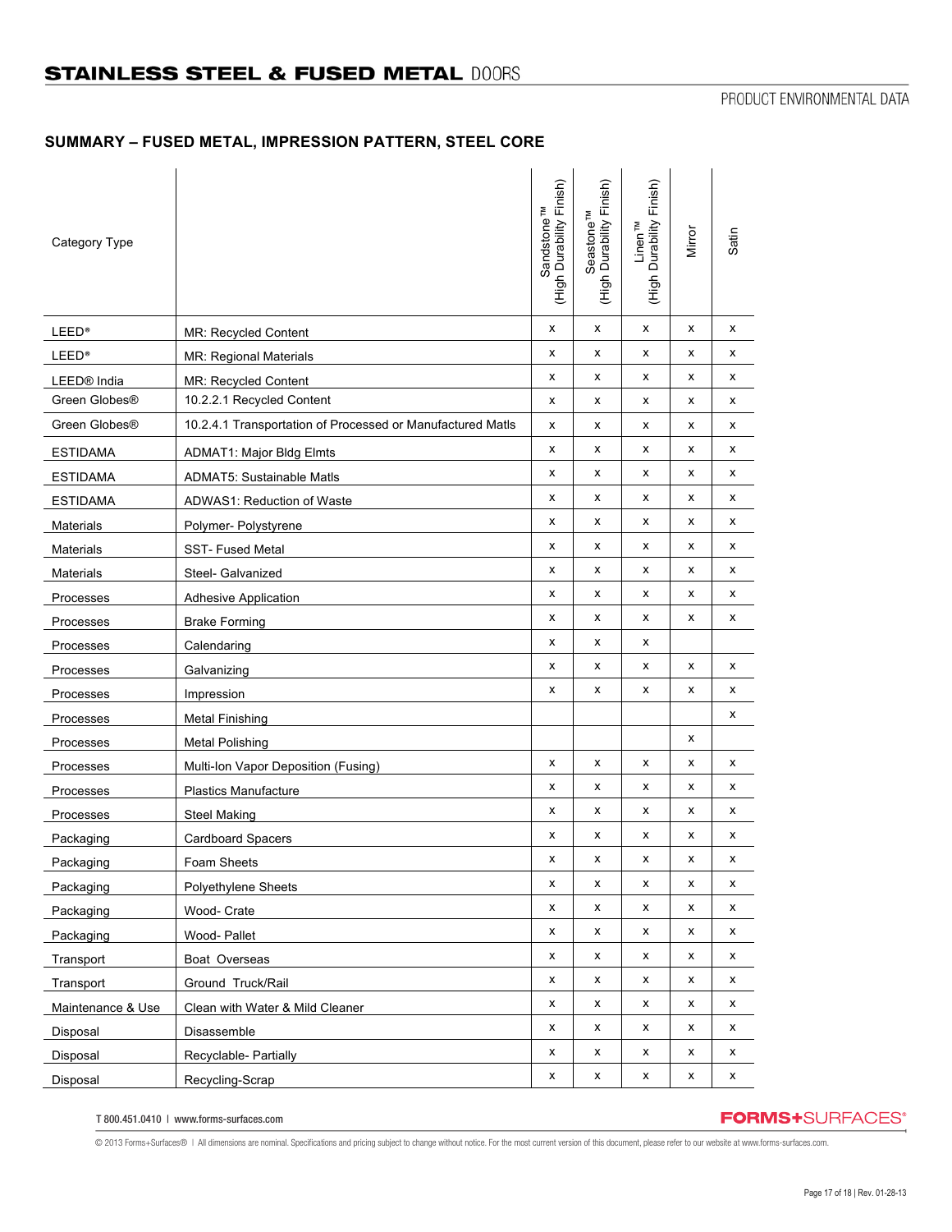# STAINLESS STEEL & FUSED METAL DOORS

PRODUCT ENVIRONMENTAL DATA

## SUMMARY – FUSED METAL, IMPRESSION PATTERN, STEEL CORE

| Category Type | | Sandstone™ (High Durability Finish) | Seastone™ (High Durability Finish) | Linen™ (High Durability Finish) | Mirror | Satin |
|---|---|---|---|---|---|---|
| LEED® | MR: Recycled Content | x | x | x | x | x |
| LEED® | MR: Regional Materials | x | x | x | x | x |
| LEED® India | MR: Recycled Content | x | x | x | x | x |
| Green Globes® | 10.2.2.1 Recycled Content | x | x | x | x | x |
| Green Globes® | 10.2.4.1 Transportation of Processed or Manufactured Matls | x | x | x | x | x |
| ESTIDAMA | ADMAT1: Major Bldg Elmts | x | x | x | x | x |
| ESTIDAMA | ADMAT5: Sustainable Matls | x | x | x | x | x |
| ESTIDAMA | ADWAS1: Reduction of Waste | x | x | x | x | x |
| Materials | Polymer- Polystyrene | x | x | x | x | x |
| Materials | SST- Fused Metal | x | x | x | x | x |
| Materials | Steel- Galvanized | x | x | x | x | x |
| Processes | Adhesive Application | x | x | x | x | x |
| Processes | Brake Forming | x | x | x | x | x |
| Processes | Calendaring | x | x | x | | |
| Processes | Galvanizing | x | x | x | x | x |
| Processes | Impression | x | x | x | x | x |
| Processes | Metal Finishing | | | | | x |
| Processes | Metal Polishing | | | | x | |
| Processes | Multi-Ion Vapor Deposition (Fusing) | x | x | x | x | x |
| Processes | Plastics Manufacture | x | x | x | x | x |
| Processes | Steel Making | x | x | x | x | x |
| Packaging | Cardboard Spacers | x | x | x | x | x |
| Packaging | Foam Sheets | x | x | x | x | x |
| Packaging | Polyethylene Sheets | x | x | x | x | x |
| Packaging | Wood- Crate | x | x | x | x | x |
| Packaging | Wood- Pallet | x | x | x | x | x |
| Transport | Boat Overseas | x | x | x | x | x |
| Transport | Ground Truck/Rail | x | x | x | x | x |
| Maintenance & Use | Clean with Water & Mild Cleaner | x | x | x | x | x |
| Disposal | Disassemble | x | x | x | x | x |
| Disposal | Recyclable- Partially | x | x | x | x | x |
| Disposal | Recycling-Scrap | x | x | x | x | x |

T 800.451.0410 | www.forms-surfaces.com

FORMS+SURFACES®

© 2013 Forms+Surfaces® | All dimensions are nominal. Specifications and pricing subject to change without notice. For the most current version of this document, please refer to our website at www.forms-surfaces.com.

Rev. 01-28-13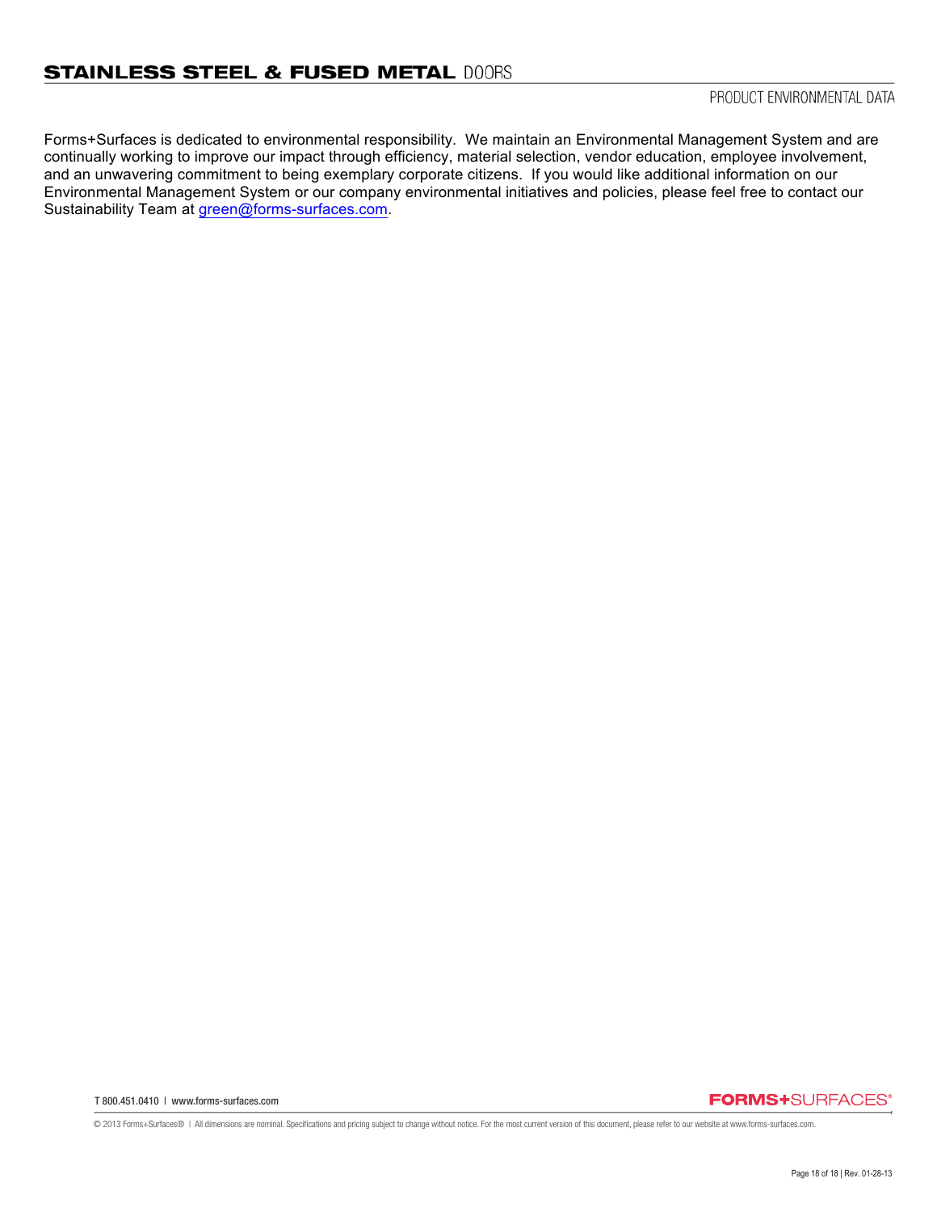Forms+Surfaces is dedicated to environmental responsibility. We maintain an Environmental Management System and are continually working to improve our impact through efficiency, material selection, vendor education, employee involvement, and an unwavering commitment to being exemplary corporate citizens. If you would like additional information on our Environmental Management System or our company environmental initiatives and policies, please feel free to contact our Sustainability Team at green@forms-surfaces.com.